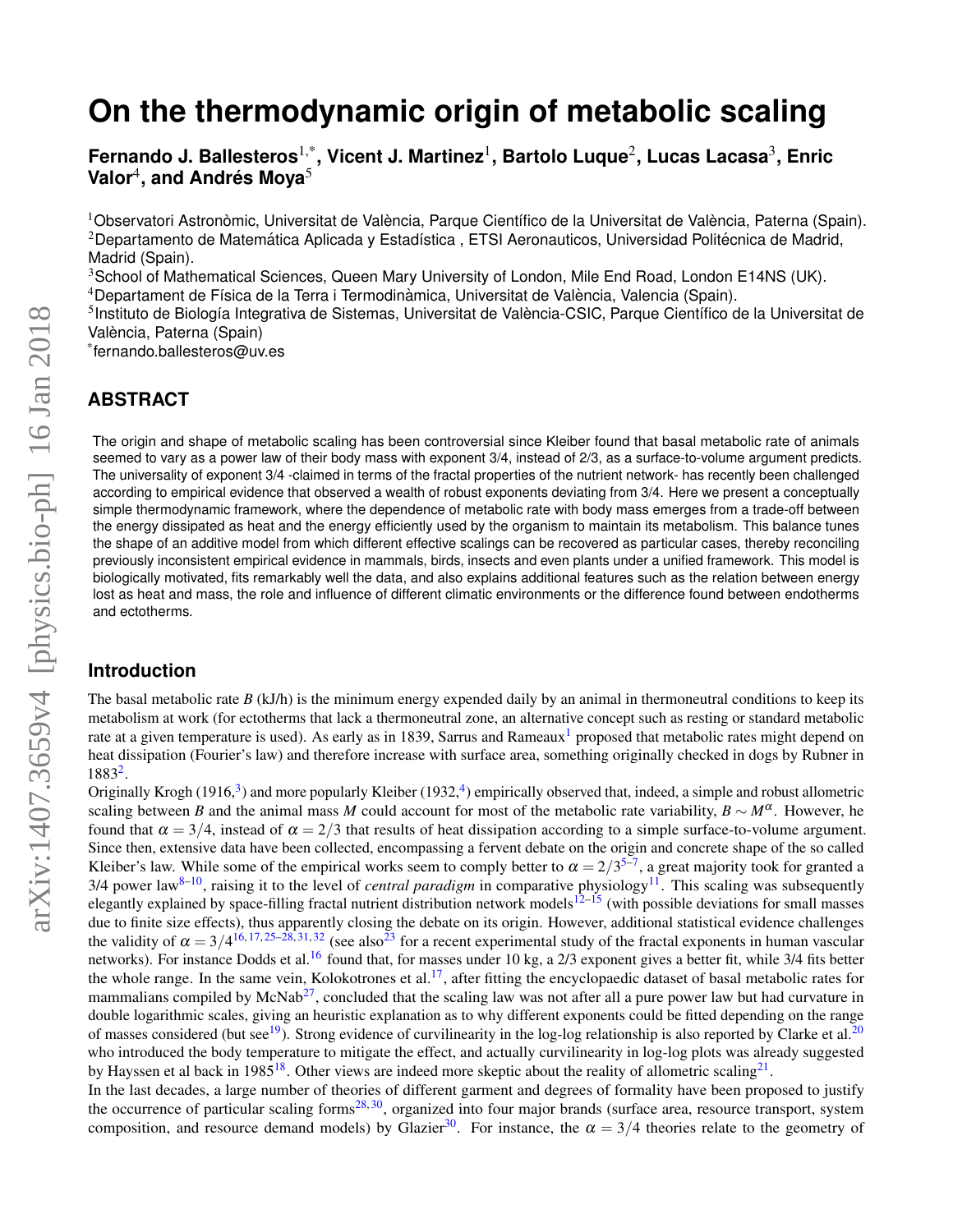# On the thermodynamic origin of metabolic scaling

**Fernando J. Ballesteros**[1,*], **Vicent J. Martinez**[1], **Bartolo Luque**[2], **Lucas Lacasa**[3], **Enric Valor**[4], **and Andrés Moya**[5]

[1]Observatori Astronòmic, Universitat de València, Parque Científico de la Universitat de València, Paterna (Spain).
[2]Departamento de Matemática Aplicada y Estadística , ETSI Aeronauticos, Universidad Politécnica de Madrid, Madrid (Spain).
[3]School of Mathematical Sciences, Queen Mary University of London, Mile End Road, London E14NS (UK).
[4]Departament de Física de la Terra i Termodinàmica, Universitat de València, Valencia (Spain).
[5]Instituto de Biología Integrativa de Sistemas, Universitat de València-CSIC, Parque Científico de la Universitat de València, Paterna (Spain)
[*]fernando.ballesteros@uv.es

## ABSTRACT

The origin and shape of metabolic scaling has been controversial since Kleiber found that basal metabolic rate of animals seemed to vary as a power law of their body mass with exponent 3/4, instead of 2/3, as a surface-to-volume argument predicts. The universality of exponent 3/4 -claimed in terms of the fractal properties of the nutrient network- has recently been challenged according to empirical evidence that observed a wealth of robust exponents deviating from 3/4. Here we present a conceptually simple thermodynamic framework, where the dependence of metabolic rate with body mass emerges from a trade-off between the energy dissipated as heat and the energy efficiently used by the organism to maintain its metabolism. This balance tunes the shape of an additive model from which different effective scalings can be recovered as particular cases, thereby reconciling previously inconsistent empirical evidence in mammals, birds, insects and even plants under a unified framework. This model is biologically motivated, fits remarkably well the data, and also explains additional features such as the relation between energy lost as heat and mass, the role and influence of different climatic environments or the difference found between endotherms and ectotherms.

## Introduction

The basal metabolic rate $B$ (kJ/h) is the minimum energy expended daily by an animal in thermoneutral conditions to keep its metabolism at work (for ectotherms that lack a thermoneutral zone, an alternative concept such as resting or standard metabolic rate at a given temperature is used). As early as in 1839, Sarrus and Rameaux[1] proposed that metabolic rates might depend on heat dissipation (Fourier's law) and therefore increase with surface area, something originally checked in dogs by Rubner in 1883[2].

Originally Krogh (1916,[3]) and more popularly Kleiber (1932,[4]) empirically observed that, indeed, a simple and robust allometric scaling between $B$ and the animal mass $M$ could account for most of the metabolic rate variability, $B \sim M^{\alpha}$. However, he found that $\alpha = 3/4$, instead of $\alpha = 2/3$ that results of heat dissipation according to a simple surface-to-volume argument. Since then, extensive data have been collected, encompassing a fervent debate on the origin and concrete shape of the so called Kleiber's law. While some of the empirical works seem to comply better to $\alpha = 2/3$[5–7], a great majority took for granted a 3/4 power law[8–10], raising it to the level of *central paradigm* in comparative physiology[11]. This scaling was subsequently elegantly explained by space-filling fractal nutrient distribution network models[12–15] (with possible deviations for small masses due to finite size effects), thus apparently closing the debate on its origin. However, additional statistical evidence challenges the validity of $\alpha = 3/4$[16, 17, 25–28, 31, 32] (see also[23] for a recent experimental study of the fractal exponents in human vascular networks). For instance Dodds et al.[16] found that, for masses under 10 kg, a 2/3 exponent gives a better fit, while 3/4 fits better the whole range. In the same vein, Kolokotrones et al.[17], after fitting the encyclopaedic dataset of basal metabolic rates for mammalians compiled by McNab[27], concluded that the scaling law was not after all a pure power law but had curvature in double logarithmic scales, giving an heuristic explanation as to why different exponents could be fitted depending on the range of masses considered (but see[19]). Strong evidence of curvilinearity in the log-log relationship is also reported by Clarke et al.[20] who introduced the body temperature to mitigate the effect, and actually curvilinearity in log-log plots was already suggested by Hayssen et al back in 1985[18]. Other views are indeed more skeptic about the reality of allometric scaling[21].

In the last decades, a large number of theories of different garment and degrees of formality have been proposed to justify the occurrence of particular scaling forms[28, 30], organized into four major brands (surface area, resource transport, system composition, and resource demand models) by Glazier[30]. For instance, the $\alpha = 3/4$ theories relate to the geometry of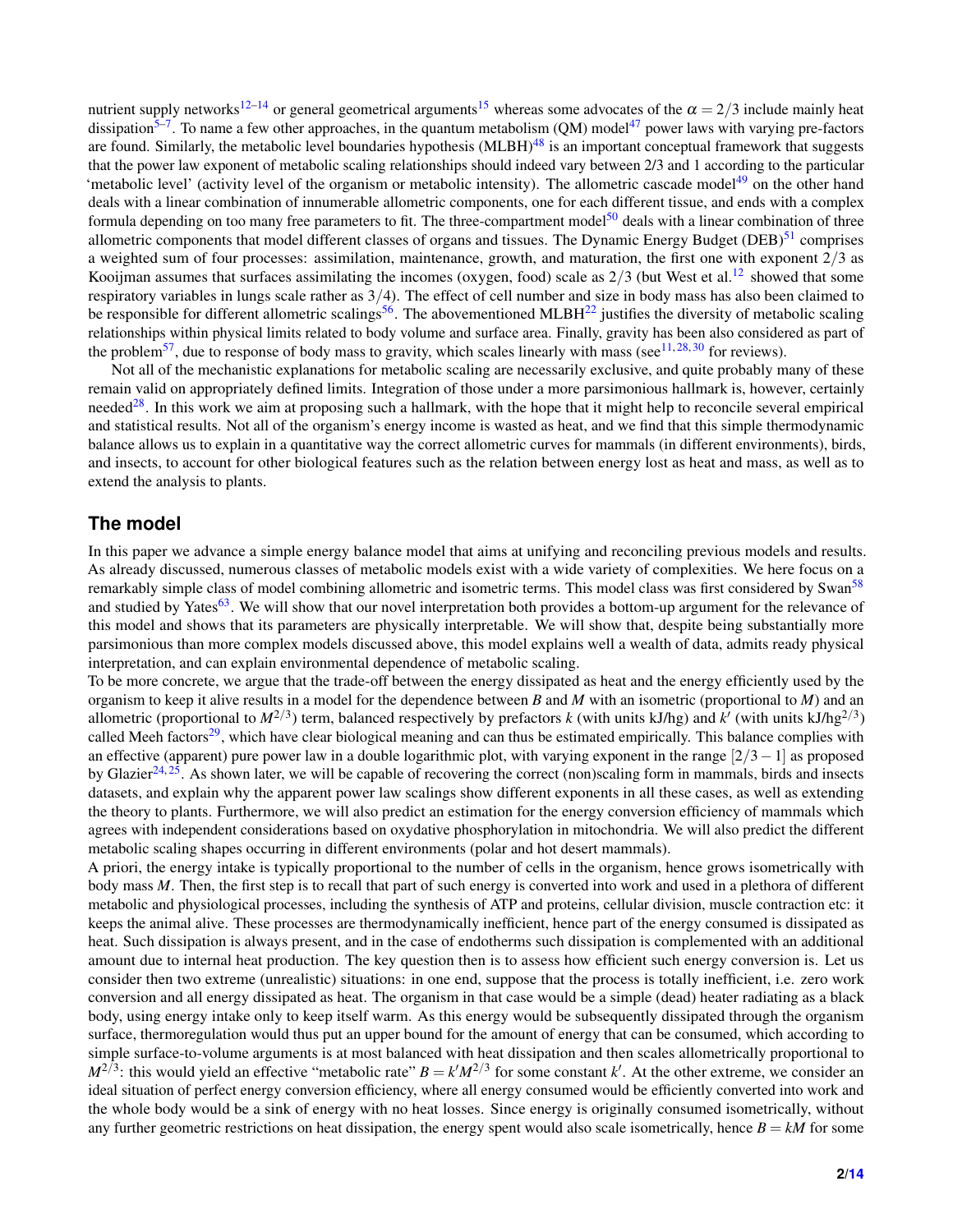nutrient supply networks[12–14] or general geometrical arguments[15] whereas some advocates of the $\alpha = 2/3$ include mainly heat dissipation[5–7]. To name a few other approaches, in the quantum metabolism (QM) model[47] power laws with varying pre-factors are found. Similarly, the metabolic level boundaries hypothesis (MLBH)[48] is an important conceptual framework that suggests that the power law exponent of metabolic scaling relationships should indeed vary between 2/3 and 1 according to the particular 'metabolic level' (activity level of the organism or metabolic intensity). The allometric cascade model[49] on the other hand deals with a linear combination of innumerable allometric components, one for each different tissue, and ends with a complex formula depending on too many free parameters to fit. The three-compartment model[50] deals with a linear combination of three allometric components that model different classes of organs and tissues. The Dynamic Energy Budget (DEB)[51] comprises a weighted sum of four processes: assimilation, maintenance, growth, and maturation, the first one with exponent $2/3$ as Kooijman assumes that surfaces assimilating the incomes (oxygen, food) scale as $2/3$ (but West et al.[12] showed that some respiratory variables in lungs scale rather as $3/4$). The effect of cell number and size in body mass has also been claimed to be responsible for different allometric scalings[56]. The abovementioned MLBH[22] justifies the diversity of metabolic scaling relationships within physical limits related to body volume and surface area. Finally, gravity has been also considered as part of the problem[57], due to response of body mass to gravity, which scales linearly with mass (see[11, 28, 30] for reviews).

Not all of the mechanistic explanations for metabolic scaling are necessarily exclusive, and quite probably many of these remain valid on appropriately defined limits. Integration of those under a more parsimonious hallmark is, however, certainly needed[28]. In this work we aim at proposing such a hallmark, with the hope that it might help to reconcile several empirical and statistical results. Not all of the organism's energy income is wasted as heat, and we find that this simple thermodynamic balance allows us to explain in a quantitative way the correct allometric curves for mammals (in different environments), birds, and insects, to account for other biological features such as the relation between energy lost as heat and mass, as well as to extend the analysis to plants.

## The model

In this paper we advance a simple energy balance model that aims at unifying and reconciling previous models and results. As already discussed, numerous classes of metabolic models exist with a wide variety of complexities. We here focus on a remarkably simple class of model combining allometric and isometric terms. This model class was first considered by Swan[58] and studied by Yates[63]. We will show that our novel interpretation both provides a bottom-up argument for the relevance of this model and shows that its parameters are physically interpretable. We will show that, despite being substantially more parsimonious than more complex models discussed above, this model explains well a wealth of data, admits ready physical interpretation, and can explain environmental dependence of metabolic scaling.

To be more concrete, we argue that the trade-off between the energy dissipated as heat and the energy efficiently used by the organism to keep it alive results in a model for the dependence between $B$ and $M$ with an isometric (proportional to $M$) and an allometric (proportional to $M^{2/3}$) term, balanced respectively by prefactors $k$ (with units kJ/hg) and $k'$ (with units kJ/hg$^{2/3}$) called Meeh factors[29], which have clear biological meaning and can thus be estimated empirically. This balance complies with an effective (apparent) pure power law in a double logarithmic plot, with varying exponent in the range $[2/3-1]$ as proposed by Glazier[24, 25]. As shown later, we will be capable of recovering the correct (non)scaling form in mammals, birds and insects datasets, and explain why the apparent power law scalings show different exponents in all these cases, as well as extending the theory to plants. Furthermore, we will also predict an estimation for the energy conversion efficiency of mammals which agrees with independent considerations based on oxydative phosphorylation in mitochondria. We will also predict the different metabolic scaling shapes occurring in different environments (polar and hot desert mammals).

A priori, the energy intake is typically proportional to the number of cells in the organism, hence grows isometrically with body mass $M$. Then, the first step is to recall that part of such energy is converted into work and used in a plethora of different metabolic and physiological processes, including the synthesis of ATP and proteins, cellular division, muscle contraction etc: it keeps the animal alive. These processes are thermodynamically inefficient, hence part of the energy consumed is dissipated as heat. Such dissipation is always present, and in the case of endotherms such dissipation is complemented with an additional amount due to internal heat production. The key question then is to assess how efficient such energy conversion is. Let us consider then two extreme (unrealistic) situations: in one end, suppose that the process is totally inefficient, i.e. zero work conversion and all energy dissipated as heat. The organism in that case would be a simple (dead) heater radiating as a black body, using energy intake only to keep itself warm. As this energy would be subsequently dissipated through the organism surface, thermoregulation would thus put an upper bound for the amount of energy that can be consumed, which according to simple surface-to-volume arguments is at most balanced with heat dissipation and then scales allometrically proportional to $M^{2/3}$: this would yield an effective "metabolic rate" $B = k'M^{2/3}$ for some constant $k'$. At the other extreme, we consider an ideal situation of perfect energy conversion efficiency, where all energy consumed would be efficiently converted into work and the whole body would be a sink of energy with no heat losses. Since energy is originally consumed isometrically, without any further geometric restrictions on heat dissipation, the energy spent would also scale isometrically, hence $B = kM$ for some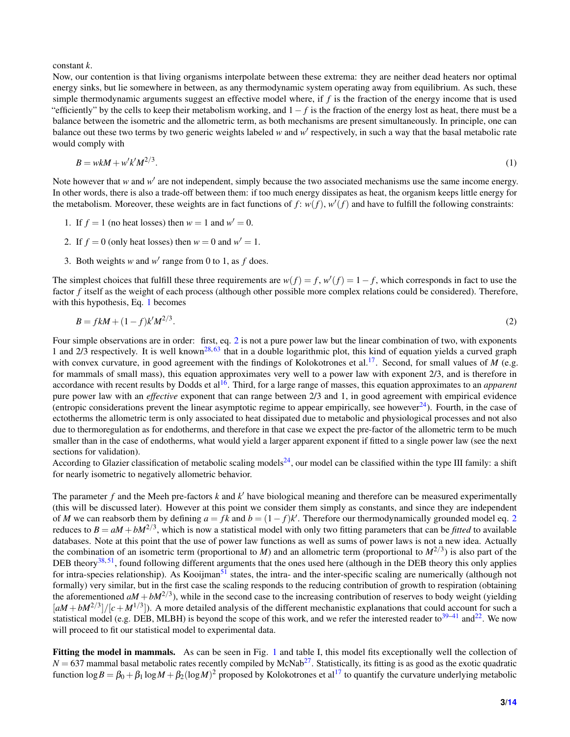constant $k$.

Now, our contention is that living organisms interpolate between these extrema: they are neither dead heaters nor optimal energy sinks, but lie somewhere in between, as any thermodynamic system operating away from equilibrium. As such, these simple thermodynamic arguments suggest an effective model where, if $f$ is the fraction of the energy income that is used "efficiently" by the cells to keep their metabolism working, and $1-f$ is the fraction of the energy lost as heat, there must be a balance between the isometric and the allometric term, as both mechanisms are present simultaneously. In principle, one can balance out these two terms by two generic weights labeled $w$ and $w'$ respectively, in such a way that the basal metabolic rate would comply with

$$B = wkM + w'k'M^{2/3}. \tag{1}$$

Note however that $w$ and $w'$ are not independent, simply because the two associated mechanisms use the same income energy. In other words, there is also a trade-off between them: if too much energy dissipates as heat, the organism keeps little energy for the metabolism. Moreover, these weights are in fact functions of $f$: $w(f)$, $w'(f)$ and have to fulfill the following constraints:

1. If $f = 1$ (no heat losses) then $w = 1$ and $w' = 0$.
2. If $f = 0$ (only heat losses) then $w = 0$ and $w' = 1$.
3. Both weights $w$ and $w'$ range from 0 to 1, as $f$ does.

The simplest choices that fulfill these three requirements are $w(f) = f$, $w'(f) = 1-f$, which corresponds in fact to use the factor $f$ itself as the weight of each process (although other possible more complex relations could be considered). Therefore, with this hypothesis, Eq. 1 becomes

$$B = fkM + (1-f)k'M^{2/3}. \tag{2}$$

Four simple observations are in order: first, eq. 2 is not a pure power law but the linear combination of two, with exponents 1 and 2/3 respectively. It is well known[28,63] that in a double logarithmic plot, this kind of equation yields a curved graph with convex curvature, in good agreement with the findings of Kolokotrones et al.[17]. Second, for small values of $M$ (e.g. for mammals of small mass), this equation approximates very well to a power law with exponent 2/3, and is therefore in accordance with recent results by Dodds et al[16]. Third, for a large range of masses, this equation approximates to an *apparent* pure power law with an *effective* exponent that can range between 2/3 and 1, in good agreement with empirical evidence (entropic considerations prevent the linear asymptotic regime to appear empirically, see however[24]). Fourth, in the case of ectotherms the allometric term is only associated to heat dissipated due to metabolic and physiological processes and not also due to thermoregulation as for endotherms, and therefore in that case we expect the pre-factor of the allometric term to be much smaller than in the case of endotherms, what would yield a larger apparent exponent if fitted to a single power law (see the next sections for validation).

According to Glazier classification of metabolic scaling models[24], our model can be classified within the type III family: a shift for nearly isometric to negatively allometric behavior.

The parameter $f$ and the Meeh pre-factors $k$ and $k'$ have biological meaning and therefore can be measured experimentally (this will be discussed later). However at this point we consider them simply as constants, and since they are independent of $M$ we can reabsorb them by defining $a = fk$ and $b = (1-f)k'$. Therefore our thermodynamically grounded model eq. 2 reduces to $B = aM + bM^{2/3}$, which is now a statistical model with only two fitting parameters that can be *fitted* to available databases. Note at this point that the use of power law functions as well as sums of power laws is not a new idea. Actually the combination of an isometric term (proportional to $M$) and an allometric term (proportional to $M^{2/3}$) is also part of the DEB theory[38,51], found following different arguments that the ones used here (although in the DEB theory this only applies for intra-species relationship). As Kooijman[51] states, the intra- and the inter-specific scaling are numerically (although not formally) very similar, but in the first case the scaling responds to the reducing contribution of growth to respiration (obtaining the aforementioned $aM + bM^{2/3}$), while in the second case to the increasing contribution of reserves to body weight (yielding $[aM + bM^{2/3}]/[c + M^{1/3}]$). A more detailed analysis of the different mechanistic explanations that could account for such a statistical model (e.g. DEB, MLBH) is beyond the scope of this work, and we refer the interested reader to[39–41] and[22]. We now will proceed to fit our statistical model to experimental data.

**Fitting the model in mammals.** As can be seen in Fig. 1 and table I, this model fits exceptionally well the collection of $N = 637$ mammal basal metabolic rates recently compiled by McNab[27]. Statistically, its fitting is as good as the exotic quadratic function $\log B = \beta_0 + \beta_1 \log M + \beta_2 (\log M)^2$ proposed by Kolokotrones et al[17] to quantify the curvature underlying metabolic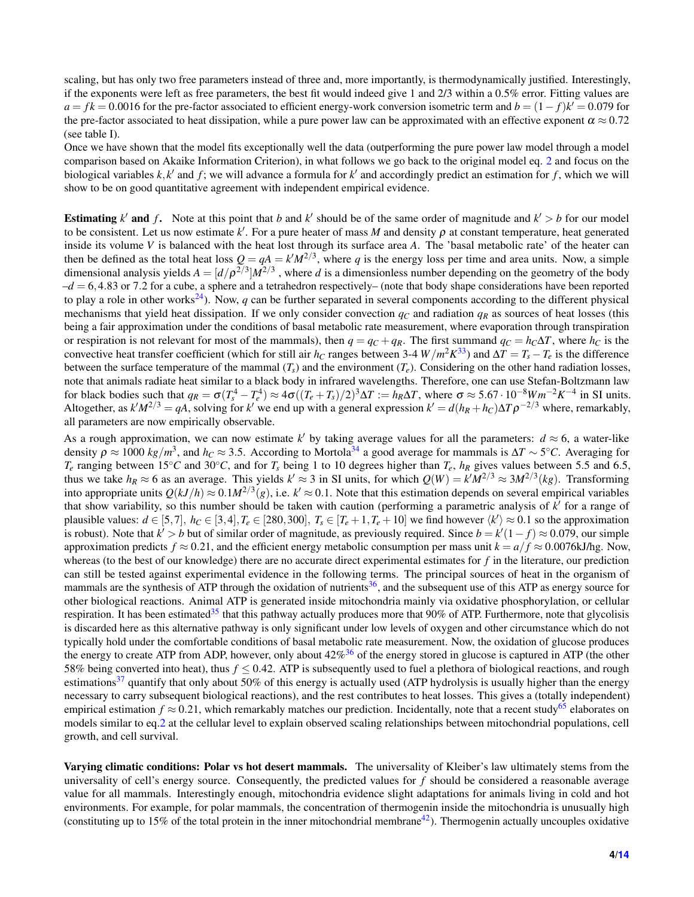scaling, but has only two free parameters instead of three and, more importantly, is thermodynamically justified. Interestingly, if the exponents were left as free parameters, the best fit would indeed give 1 and 2/3 within a 0.5% error. Fitting values are $a = fk = 0.0016$ for the pre-factor associated to efficient energy-work conversion isometric term and $b = (1-f)k' = 0.079$ for the pre-factor associated to heat dissipation, while a pure power law can be approximated with an effective exponent $\alpha \approx 0.72$ (see table I).

Once we have shown that the model fits exceptionally well the data (outperforming the pure power law model through a model comparison based on Akaike Information Criterion), in what follows we go back to the original model eq. 2 and focus on the biological variables $k, k'$ and $f$; we will advance a formula for $k'$ and accordingly predict an estimation for $f$, which we will show to be on good quantitative agreement with independent empirical evidence.

**Estimating $k'$ and $f$.** Note at this point that $b$ and $k'$ should be of the same order of magnitude and $k' > b$ for our model to be consistent. Let us now estimate $k'$. For a pure heater of mass $M$ and density $\rho$ at constant temperature, heat generated inside its volume $V$ is balanced with the heat lost through its surface area $A$. The 'basal metabolic rate' of the heater can then be defined as the total heat loss $Q = qA = k'M^{2/3}$, where $q$ is the energy loss per time and area units. Now, a simple dimensional analysis yields $A = [d/\rho^{2/3}]M^{2/3}$ , where $d$ is a dimensionless number depending on the geometry of the body –$d = 6, 4.83$ or $7.2$ for a cube, a sphere and a tetrahedron respectively– (note that body shape considerations have been reported to play a role in other works[24]). Now, $q$ can be further separated in several components according to the different physical mechanisms that yield heat dissipation. If we only consider convection $q_C$ and radiation $q_R$ as sources of heat losses (this being a fair approximation under the conditions of basal metabolic rate measurement, where evaporation through transpiration or respiration is not relevant for most of the mammals), then $q = q_C + q_R$. The first summand $q_C = h_C \Delta T$, where $h_C$ is the convective heat transfer coefficient (which for still air $h_C$ ranges between 3-4 $W/m^2K$[33]) and $\Delta T = T_s - T_e$ is the difference between the surface temperature of the mammal ($T_s$) and the environment ($T_e$). Considering on the other hand radiation losses, note that animals radiate heat similar to a black body in infrared wavelengths. Therefore, one can use Stefan-Boltzmann law for black bodies such that $q_R = \sigma(T_s^4 - T_e^4) \approx 4\sigma((T_e + T_s)/2)^3 \Delta T := h_R \Delta T$, where $\sigma \approx 5.67 \cdot 10^{-8} W m^{-2} K^{-4}$ in SI units. Altogether, as $k'M^{2/3} = qA$, solving for $k'$ we end up with a general expression $k' = d(h_R + h_C)\Delta T \rho^{-2/3}$ where, remarkably, all parameters are now empirically observable.

As a rough approximation, we can now estimate $k'$ by taking average values for all the parameters: $d \approx 6$, a water-like density $\rho \approx 1000$ $kg/m^3$, and $h_C \approx 3.5$. According to Mortola[34] a good average for mammals is $\Delta T \sim 5°C$. Averaging for $T_e$ ranging between 15°C and 30°C, and for $T_s$ being 1 to 10 degrees higher than $T_e$, $h_R$ gives values between 5.5 and 6.5, thus we take $h_R \approx 6$ as an average. This yields $k' \approx 3$ in SI units, for which $Q(W) = k'M^{2/3} \approx 3M^{2/3}(kg)$. Transforming into appropriate units $Q(kJ/h) \approx 0.1 M^{2/3}(g)$, i.e. $k' \approx 0.1$. Note that this estimation depends on several empirical variables that show variability, so this number should be taken with caution (performing a parametric analysis of $k'$ for a range of plausible values: $d \in [5,7]$, $h_C \in [3,4]$, $T_e \in [280,300]$, $T_s \in [T_e + 1, T_e + 10]$ we find however $\langle k' \rangle \approx 0.1$ so the approximation is robust). Note that $k' > b$ but of similar order of magnitude, as previously required. Since $b = k'(1-f) \approx 0.079$, our simple approximation predicts $f \approx 0.21$, and the efficient energy metabolic consumption per mass unit $k = a/f \approx 0.0076$kJ/hg. Now, whereas (to the best of our knowledge) there are no accurate direct experimental estimates for $f$ in the literature, our prediction can still be tested against experimental evidence in the following terms. The principal sources of heat in the organism of mammals are the synthesis of ATP through the oxidation of nutrients[36], and the subsequent use of this ATP as energy source for other biological reactions. Animal ATP is generated inside mitochondria mainly via oxidative phosphorylation, or cellular respiration. It has been estimated[35] that this pathway actually produces more that 90% of ATP. Furthermore, note that glycolisis is discarded here as this alternative pathway is only significant under low levels of oxygen and other circumstance which do not typically hold under the comfortable conditions of basal metabolic rate measurement. Now, the oxidation of glucose produces the energy to create ATP from ADP, however, only about 42%[36] of the energy stored in glucose is captured in ATP (the other 58% being converted into heat), thus $f \leq 0.42$. ATP is subsequently used to fuel a plethora of biological reactions, and rough estimations[37] quantify that only about 50% of this energy is actually used (ATP hydrolysis is usually higher than the energy necessary to carry subsequent biological reactions), and the rest contributes to heat losses. This gives a (totally independent) empirical estimation $f \approx 0.21$, which remarkably matches our prediction. Incidentally, note that a recent study[65] elaborates on models similar to eq.2 at the cellular level to explain observed scaling relationships between mitochondrial populations, cell growth, and cell survival.

**Varying climatic conditions: Polar vs hot desert mammals.** The universality of Kleiber's law ultimately stems from the universality of cell's energy source. Consequently, the predicted values for $f$ should be considered a reasonable average value for all mammals. Interestingly enough, mitochondria evidence slight adaptations for animals living in cold and hot environments. For example, for polar mammals, the concentration of thermogenin inside the mitochondria is unusually high (constituting up to 15% of the total protein in the inner mitochondrial membrane[42]). Thermogenin actually uncouples oxidative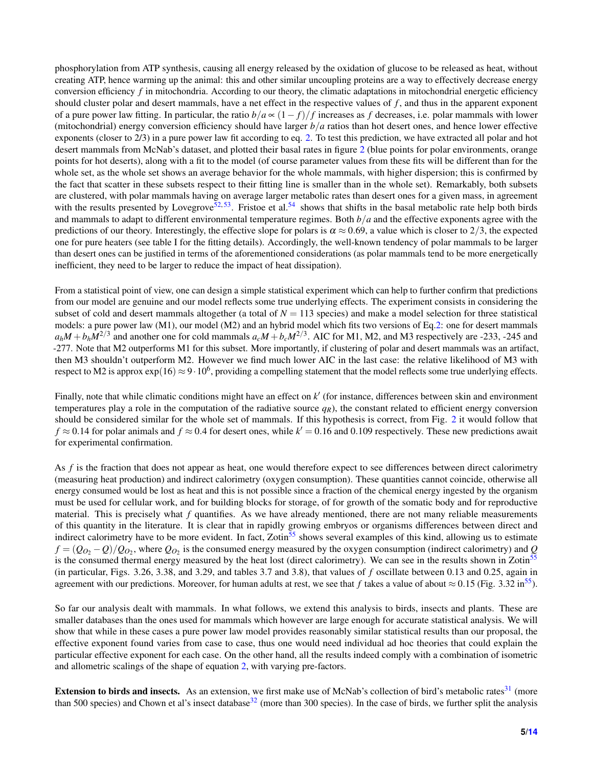phosphorylation from ATP synthesis, causing all energy released by the oxidation of glucose to be released as heat, without creating ATP, hence warming up the animal: this and other similar uncoupling proteins are a way to effectively decrease energy conversion efficiency $f$ in mitochondria. According to our theory, the climatic adaptations in mitochondrial energetic efficiency should cluster polar and desert mammals, have a net effect in the respective values of $f$, and thus in the apparent exponent of a pure power law fitting. In particular, the ratio $b/a \propto (1-f)/f$ increases as $f$ decreases, i.e. polar mammals with lower (mitochondrial) energy conversion efficiency should have larger $b/a$ ratios than hot desert ones, and hence lower effective exponents (closer to 2/3) in a pure power law fit according to eq. 2. To test this prediction, we have extracted all polar and hot desert mammals from McNab's dataset, and plotted their basal rates in figure 2 (blue points for polar environments, orange points for hot deserts), along with a fit to the model (of course parameter values from these fits will be different than for the whole set, as the whole set shows an average behavior for the whole mammals, with higher dispersion; this is confirmed by the fact that scatter in these subsets respect to their fitting line is smaller than in the whole set). Remarkably, both subsets are clustered, with polar mammals having on average larger metabolic rates than desert ones for a given mass, in agreement with the results presented by Lovegrove[52,53]. Fristoe et al.[54] shows that shifts in the basal metabolic rate help both birds and mammals to adapt to different environmental temperature regimes. Both $b/a$ and the effective exponents agree with the predictions of our theory. Interestingly, the effective slope for polars is $\alpha \approx 0.69$, a value which is closer to $2/3$, the expected one for pure heaters (see table I for the fitting details). Accordingly, the well-known tendency of polar mammals to be larger than desert ones can be justified in terms of the aforementioned considerations (as polar mammals tend to be more energetically inefficient, they need to be larger to reduce the impact of heat dissipation).

From a statistical point of view, one can design a simple statistical experiment which can help to further confirm that predictions from our model are genuine and our model reflects some true underlying effects. The experiment consists in considering the subset of cold and desert mammals altogether (a total of $N = 113$ species) and make a model selection for three statistical models: a pure power law (M1), our model (M2) and an hybrid model which fits two versions of Eq.2: one for desert mammals $a_h M + b_h M^{2/3}$ and another one for cold mammals $a_c M + b_c M^{2/3}$. AIC for M1, M2, and M3 respectively are -233, -245 and -277. Note that M2 outperforms M1 for this subset. More importantly, if clustering of polar and desert mammals was an artifact, then M3 shouldn't outperform M2. However we find much lower AIC in the last case: the relative likelihood of M3 with respect to M2 is approx $\exp(16) \approx 9 \cdot 10^6$, providing a compelling statement that the model reflects some true underlying effects.

Finally, note that while climatic conditions might have an effect on $k'$ (for instance, differences between skin and environment temperatures play a role in the computation of the radiative source $q_R$), the constant related to efficient energy conversion should be considered similar for the whole set of mammals. If this hypothesis is correct, from Fig. 2 it would follow that $f \approx 0.14$ for polar animals and $f \approx 0.4$ for desert ones, while $k' = 0.16$ and $0.109$ respectively. These new predictions await for experimental confirmation.

As $f$ is the fraction that does not appear as heat, one would therefore expect to see differences between direct calorimetry (measuring heat production) and indirect calorimetry (oxygen consumption). These quantities cannot coincide, otherwise all energy consumed would be lost as heat and this is not possible since a fraction of the chemical energy ingested by the organism must be used for cellular work, and for building blocks for storage, of for growth of the somatic body and for reproductive material. This is precisely what $f$ quantifies. As we have already mentioned, there are not many reliable measurements of this quantity in the literature. It is clear that in rapidly growing embryos or organisms differences between direct and indirect calorimetry have to be more evident. In fact, Zotin[55] shows several examples of this kind, allowing us to estimate $f = (Q_{O_2} - Q)/Q_{O_2}$, where $Q_{O_2}$ is the consumed energy measured by the oxygen consumption (indirect calorimetry) and $Q$ is the consumed thermal energy measured by the heat lost (direct calorimetry). We can see in the results shown in Zotin[55] (in particular, Figs. 3.26, 3.38, and 3.29, and tables 3.7 and 3.8), that values of $f$ oscillate between 0.13 and 0.25, again in agreement with our predictions. Moreover, for human adults at rest, we see that $f$ takes a value of about $\approx 0.15$ (Fig. 3.32 in[55]).

So far our analysis dealt with mammals. In what follows, we extend this analysis to birds, insects and plants. These are smaller databases than the ones used for mammals which however are large enough for accurate statistical analysis. We will show that while in these cases a pure power law model provides reasonably similar statistical results than our proposal, the effective exponent found varies from case to case, thus one would need individual ad hoc theories that could explain the particular effective exponent for each case. On the other hand, all the results indeed comply with a combination of isometric and allometric scalings of the shape of equation 2, with varying pre-factors.

**Extension to birds and insects.** As an extension, we first make use of McNab's collection of bird's metabolic rates[31] (more than 500 species) and Chown et al's insect database[32] (more than 300 species). In the case of birds, we further split the analysis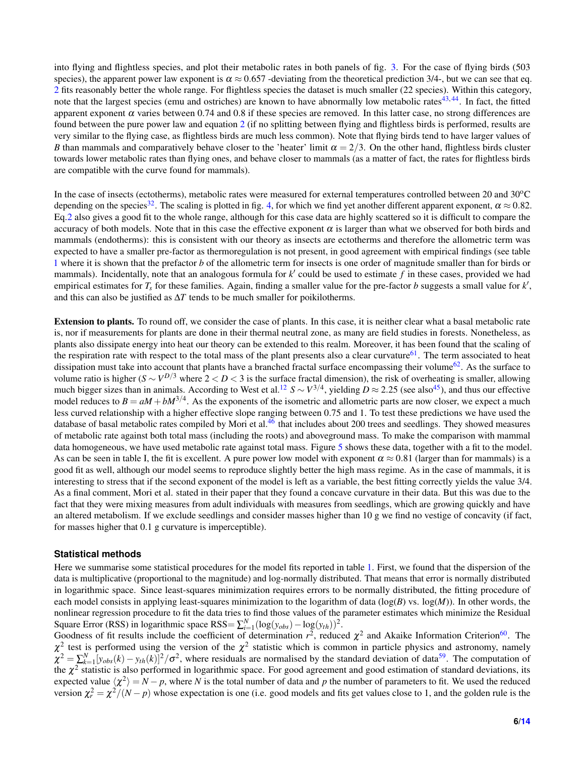into flying and flightless species, and plot their metabolic rates in both panels of fig. 3. For the case of flying birds (503 species), the apparent power law exponent is $\alpha \approx 0.657$ -deviating from the theoretical prediction 3/4-, but we can see that eq. 2 fits reasonably better the whole range. For flightless species the dataset is much smaller (22 species). Within this category, note that the largest species (emu and ostriches) are known to have abnormally low metabolic rates[43,44]. In fact, the fitted apparent exponent $\alpha$ varies between 0.74 and 0.8 if these species are removed. In this latter case, no strong differences are found between the pure power law and equation 2 (if no splitting between flying and flightless birds is performed, results are very similar to the flying case, as flightless birds are much less common). Note that flying birds tend to have larger values of $B$ than mammals and comparatively behave closer to the 'heater' limit $\alpha = 2/3$. On the other hand, flightless birds cluster towards lower metabolic rates than flying ones, and behave closer to mammals (as a matter of fact, the rates for flightless birds are compatible with the curve found for mammals).

In the case of insects (ectotherms), metabolic rates were measured for external temperatures controlled between 20 and 30$^{o}$C depending on the species[32]. The scaling is plotted in fig. 4, for which we find yet another different apparent exponent, $\alpha \approx 0.82$. Eq.2 also gives a good fit to the whole range, although for this case data are highly scattered so it is difficult to compare the accuracy of both models. Note that in this case the effective exponent $\alpha$ is larger than what we observed for both birds and mammals (endotherms): this is consistent with our theory as insects are ectotherms and therefore the allometric term was expected to have a smaller pre-factor as thermoregulation is not present, in good agreement with empirical findings (see table 1 where it is shown that the prefactor $b$ of the allometric term for insects is one order of magnitude smaller than for birds or mammals). Incidentally, note that an analogous formula for $k'$ could be used to estimate $f$ in these cases, provided we had empirical estimates for $T_s$ for these families. Again, finding a smaller value for the pre-factor $b$ suggests a small value for $k'$, and this can also be justified as $\Delta T$ tends to be much smaller for poikilotherms.

**Extension to plants.** To round off, we consider the case of plants. In this case, it is neither clear what a basal metabolic rate is, nor if measurements for plants are done in their thermal neutral zone, as many are field studies in forests. Nonetheless, as plants also dissipate energy into heat our theory can be extended to this realm. Moreover, it has been found that the scaling of the respiration rate with respect to the total mass of the plant presents also a clear curvature[61]. The term associated to heat dissipation must take into account that plants have a branched fractal surface encompassing their volume[62]. As the surface to volume ratio is higher ($S \sim V^{D/3}$ where $2 < D < 3$ is the surface fractal dimension), the risk of overheating is smaller, allowing much bigger sizes than in animals. According to West et al.[12] $S \sim V^{3/4}$, yielding $D \approx 2.25$ (see also[45]), and thus our effective model reduces to $B = aM + bM^{3/4}$. As the exponents of the isometric and allometric parts are now closer, we expect a much less curved relationship with a higher effective slope ranging between 0.75 and 1. To test these predictions we have used the database of basal metabolic rates compiled by Mori et al.[46] that includes about 200 trees and seedlings. They showed measures of metabolic rate against both total mass (including the roots) and aboveground mass. To make the comparison with mammal data homogeneous, we have used metabolic rate against total mass. Figure 5 shows these data, together with a fit to the model. As can be seen in table I, the fit is excellent. A pure power low model with exponent $\alpha \approx 0.81$ (larger than for mammals) is a good fit as well, although our model seems to reproduce slightly better the high mass regime. As in the case of mammals, it is interesting to stress that if the second exponent of the model is left as a variable, the best fitting correctly yields the value 3/4. As a final comment, Mori et al. stated in their paper that they found a concave curvature in their data. But this was due to the fact that they were mixing measures from adult individuals with measures from seedlings, which are growing quickly and have an altered metabolism. If we exclude seedlings and consider masses higher than 10 g we find no vestige of concavity (if fact, for masses higher that 0.1 g curvature is imperceptible).

### Statistical methods

Here we summarise some statistical procedures for the model fits reported in table 1. First, we found that the dispersion of the data is multiplicative (proportional to the magnitude) and log-normally distributed. That means that error is normally distributed in logarithmic space. Since least-squares minimization requires errors to be normally distributed, the fitting procedure of each model consists in applying least-squares minimization to the logarithm of data ($\log(B)$ vs. $\log(M)$). In other words, the nonlinear regression procedure to fit the data tries to find those values of the parameter estimates which minimize the Residual Square Error (RSS) in logarithmic space RSS$= \sum_{i=1}^{N}(\log(y_{obs}) - \log(y_{th}))^2$.

Goodness of fit results include the coefficient of determination $r^2$, reduced $\chi^2$ and Akaike Information Criterion[60]. The $\chi^2$ test is performed using the version of the $\chi^2$ statistic which is common in particle physics and astronomy, namely $\chi^2 = \sum_{k=1}^{N}[y_{obs}(k) - y_{th}(k)]^2/\sigma^2$, where residuals are normalised by the standard deviation of data[59]. The computation of the $\chi^2$ statistic is also performed in logarithmic space. For good agreement and good estimation of standard deviations, its expected value $\langle \chi^2 \rangle = N - p$, where $N$ is the total number of data and $p$ the number of parameters to fit. We used the reduced version $\chi_r^2 = \chi^2/(N-p)$ whose expectation is one (i.e. good models and fits get values close to 1, and the golden rule is the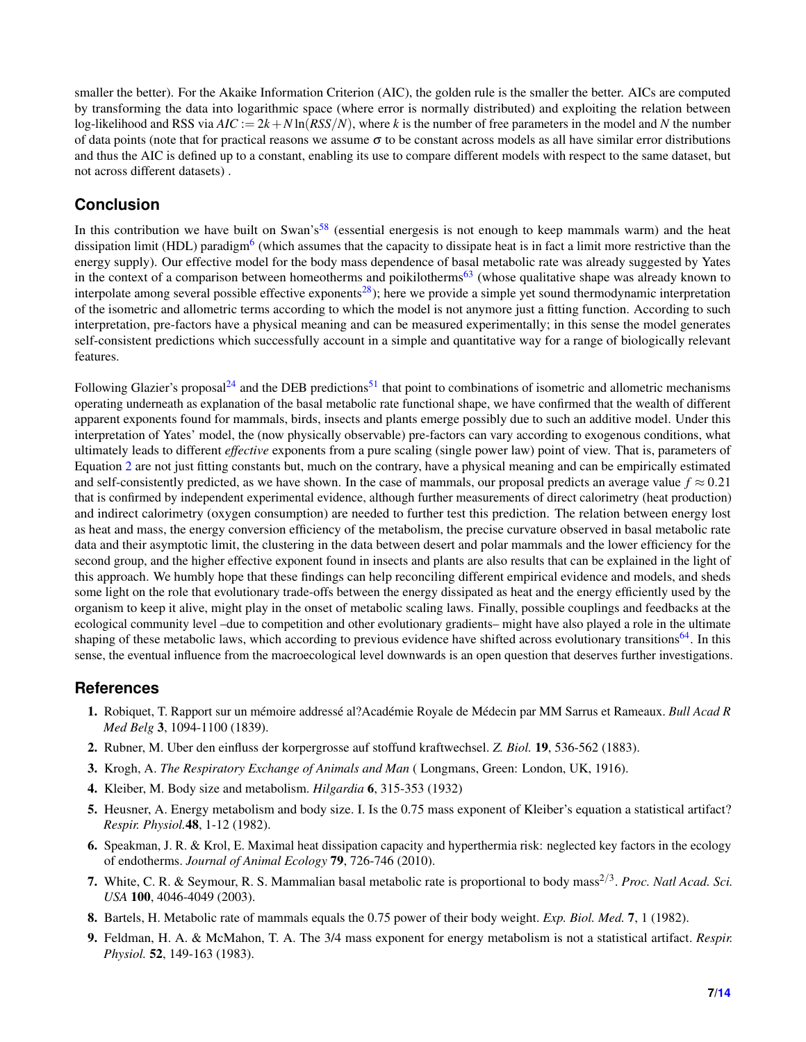smaller the better). For the Akaike Information Criterion (AIC), the golden rule is the smaller the better. AICs are computed by transforming the data into logarithmic space (where error is normally distributed) and exploiting the relation between log-likelihood and RSS via $AIC := 2k + N\ln(RSS/N)$, where $k$ is the number of free parameters in the model and $N$ the number of data points (note that for practical reasons we assume $\sigma$ to be constant across models as all have similar error distributions and thus the AIC is defined up to a constant, enabling its use to compare different models with respect to the same dataset, but not across different datasets) .

## Conclusion

In this contribution we have built on Swan's[58] (essential energesis is not enough to keep mammals warm) and the heat dissipation limit (HDL) paradigm[6] (which assumes that the capacity to dissipate heat is in fact a limit more restrictive than the energy supply). Our effective model for the body mass dependence of basal metabolic rate was already suggested by Yates in the context of a comparison between homeotherms and poikilotherms[63] (whose qualitative shape was already known to interpolate among several possible effective exponents[28]); here we provide a simple yet sound thermodynamic interpretation of the isometric and allometric terms according to which the model is not anymore just a fitting function. According to such interpretation, pre-factors have a physical meaning and can be measured experimentally; in this sense the model generates self-consistent predictions which successfully account in a simple and quantitative way for a range of biologically relevant features.

Following Glazier's proposal[24] and the DEB predictions[51] that point to combinations of isometric and allometric mechanisms operating underneath as explanation of the basal metabolic rate functional shape, we have confirmed that the wealth of different apparent exponents found for mammals, birds, insects and plants emerge possibly due to such an additive model. Under this interpretation of Yates' model, the (now physically observable) pre-factors can vary according to exogenous conditions, what ultimately leads to different *effective* exponents from a pure scaling (single power law) point of view. That is, parameters of Equation 2 are not just fitting constants but, much on the contrary, have a physical meaning and can be empirically estimated and self-consistently predicted, as we have shown. In the case of mammals, our proposal predicts an average value $f \approx 0.21$ that is confirmed by independent experimental evidence, although further measurements of direct calorimetry (heat production) and indirect calorimetry (oxygen consumption) are needed to further test this prediction. The relation between energy lost as heat and mass, the energy conversion efficiency of the metabolism, the precise curvature observed in basal metabolic rate data and their asymptotic limit, the clustering in the data between desert and polar mammals and the lower efficiency for the second group, and the higher effective exponent found in insects and plants are also results that can be explained in the light of this approach. We humbly hope that these findings can help reconciling different empirical evidence and models, and sheds some light on the role that evolutionary trade-offs between the energy dissipated as heat and the energy efficiently used by the organism to keep it alive, might play in the onset of metabolic scaling laws. Finally, possible couplings and feedbacks at the ecological community level –due to competition and other evolutionary gradients– might have also played a role in the ultimate shaping of these metabolic laws, which according to previous evidence have shifted across evolutionary transitions[64]. In this sense, the eventual influence from the macroecological level downwards is an open question that deserves further investigations.

## References

1. Robiquet, T. Rapport sur un mémoire addressé al?Académie Royale de Médecin par MM Sarrus et Rameaux. *Bull Acad R Med Belg* **3**, 1094-1100 (1839).
2. Rubner, M. Uber den einfluss der korpergrosse auf stoffund kraftwechsel. *Z. Biol.* **19**, 536-562 (1883).
3. Krogh, A. *The Respiratory Exchange of Animals and Man* ( Longmans, Green: London, UK, 1916).
4. Kleiber, M. Body size and metabolism. *Hilgardia* **6**, 315-353 (1932)
5. Heusner, A. Energy metabolism and body size. I. Is the 0.75 mass exponent of Kleiber's equation a statistical artifact? *Respir. Physiol.***48**, 1-12 (1982).
6. Speakman, J. R. & Krol, E. Maximal heat dissipation capacity and hyperthermia risk: neglected key factors in the ecology of endotherms. *Journal of Animal Ecology* **79**, 726-746 (2010).
7. White, C. R. & Seymour, R. S. Mammalian basal metabolic rate is proportional to body mass$^{2/3}$. *Proc. Natl Acad. Sci. USA* **100**, 4046-4049 (2003).
8. Bartels, H. Metabolic rate of mammals equals the 0.75 power of their body weight. *Exp. Biol. Med.* **7**, 1 (1982).
9. Feldman, H. A. & McMahon, T. A. The 3/4 mass exponent for energy metabolism is not a statistical artifact. *Respir. Physiol.* **52**, 149-163 (1983).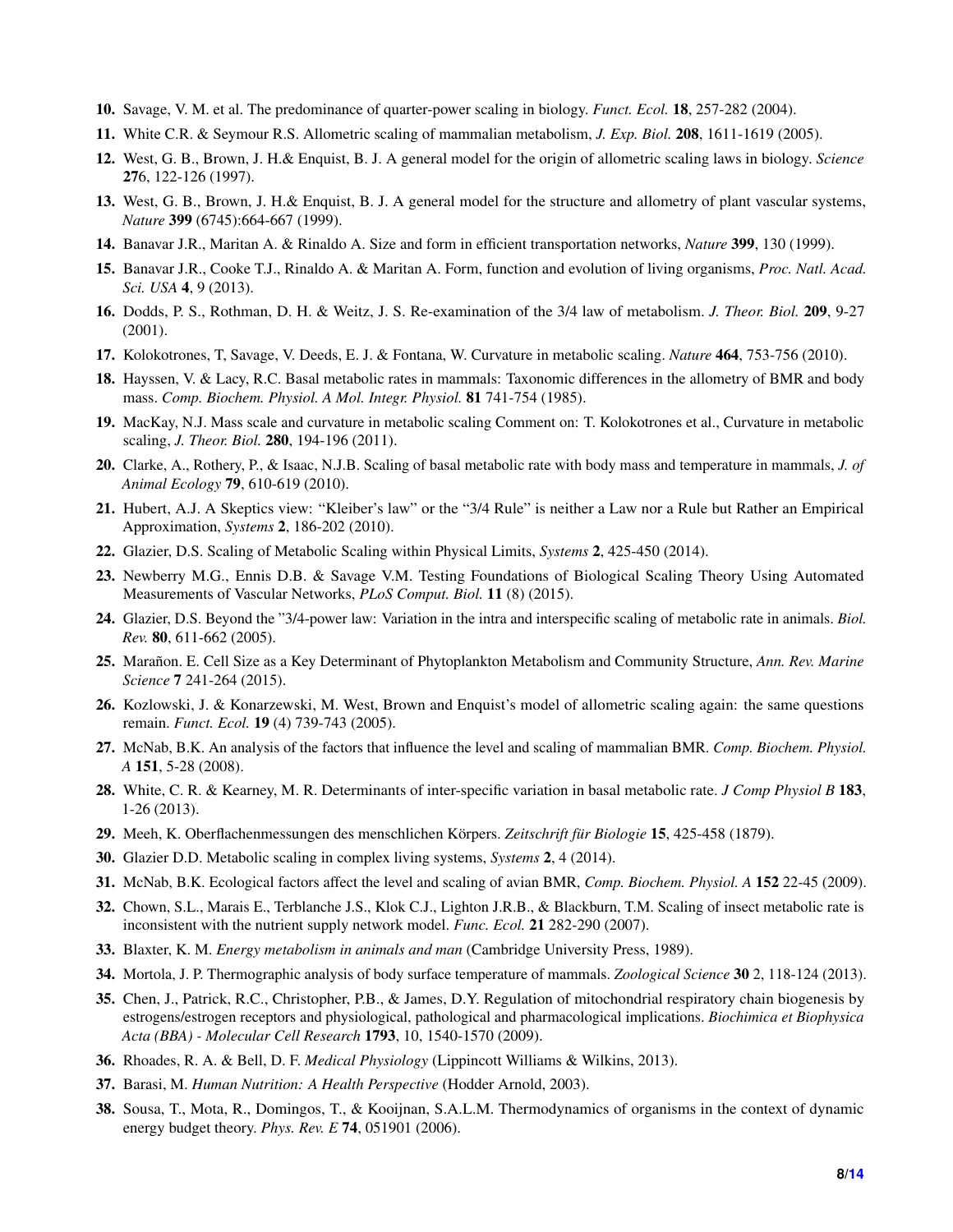10. Savage, V. M. et al. The predominance of quarter-power scaling in biology. *Funct. Ecol.* **18**, 257-282 (2004).
11. White C.R. & Seymour R.S. Allometric scaling of mammalian metabolism, *J. Exp. Biol.* **208**, 1611-1619 (2005).
12. West, G. B., Brown, J. H.& Enquist, B. J. A general model for the origin of allometric scaling laws in biology. *Science* **27**6, 122-126 (1997).
13. West, G. B., Brown, J. H.& Enquist, B. J. A general model for the structure and allometry of plant vascular systems, *Nature* **399** (6745):664-667 (1999).
14. Banavar J.R., Maritan A. & Rinaldo A. Size and form in efficient transportation networks, *Nature* **399**, 130 (1999).
15. Banavar J.R., Cooke T.J., Rinaldo A. & Maritan A. Form, function and evolution of living organisms, *Proc. Natl. Acad. Sci. USA* **4**, 9 (2013).
16. Dodds, P. S., Rothman, D. H. & Weitz, J. S. Re-examination of the 3/4 law of metabolism. *J. Theor. Biol.* **209**, 9-27 (2001).
17. Kolokotrones, T, Savage, V. Deeds, E. J. & Fontana, W. Curvature in metabolic scaling. *Nature* **464**, 753-756 (2010).
18. Hayssen, V. & Lacy, R.C. Basal metabolic rates in mammals: Taxonomic differences in the allometry of BMR and body mass. *Comp. Biochem. Physiol. A Mol. Integr. Physiol.* **81** 741-754 (1985).
19. MacKay, N.J. Mass scale and curvature in metabolic scaling Comment on: T. Kolokotrones et al., Curvature in metabolic scaling, *J. Theor. Biol.* **280**, 194-196 (2011).
20. Clarke, A., Rothery, P., & Isaac, N.J.B. Scaling of basal metabolic rate with body mass and temperature in mammals, *J. of Animal Ecology* **79**, 610-619 (2010).
21. Hubert, A.J. A Skeptics view: "Kleiber's law" or the "3/4 Rule" is neither a Law nor a Rule but Rather an Empirical Approximation, *Systems* **2**, 186-202 (2010).
22. Glazier, D.S. Scaling of Metabolic Scaling within Physical Limits, *Systems* **2**, 425-450 (2014).
23. Newberry M.G., Ennis D.B. & Savage V.M. Testing Foundations of Biological Scaling Theory Using Automated Measurements of Vascular Networks, *PLoS Comput. Biol.* **11** (8) (2015).
24. Glazier, D.S. Beyond the "3/4-power law: Variation in the intra and interspecific scaling of metabolic rate in animals. *Biol. Rev.* **80**, 611-662 (2005).
25. Marañon. E. Cell Size as a Key Determinant of Phytoplankton Metabolism and Community Structure, *Ann. Rev. Marine Science* **7** 241-264 (2015).
26. Kozlowski, J. & Konarzewski, M. West, Brown and Enquist's model of allometric scaling again: the same questions remain. *Funct. Ecol.* **19** (4) 739-743 (2005).
27. McNab, B.K. An analysis of the factors that influence the level and scaling of mammalian BMR. *Comp. Biochem. Physiol. A* **151**, 5-28 (2008).
28. White, C. R. & Kearney, M. R. Determinants of inter-specific variation in basal metabolic rate. *J Comp Physiol B* **183**, 1-26 (2013).
29. Meeh, K. Oberflachenmessungen des menschlichen Körpers. *Zeitschrift für Biologie* **15**, 425-458 (1879).
30. Glazier D.D. Metabolic scaling in complex living systems, *Systems* **2**, 4 (2014).
31. McNab, B.K. Ecological factors affect the level and scaling of avian BMR, *Comp. Biochem. Physiol. A* **152** 22-45 (2009).
32. Chown, S.L., Marais E., Terblanche J.S., Klok C.J., Lighton J.R.B., & Blackburn, T.M. Scaling of insect metabolic rate is inconsistent with the nutrient supply network model. *Func. Ecol.* **21** 282-290 (2007).
33. Blaxter, K. M. *Energy metabolism in animals and man* (Cambridge University Press, 1989).
34. Mortola, J. P. Thermographic analysis of body surface temperature of mammals. *Zoological Science* **30** 2, 118-124 (2013).
35. Chen, J., Patrick, R.C., Christopher, P.B., & James, D.Y. Regulation of mitochondrial respiratory chain biogenesis by estrogens/estrogen receptors and physiological, pathological and pharmacological implications. *Biochimica et Biophysica Acta (BBA) - Molecular Cell Research* **1793**, 10, 1540-1570 (2009).
36. Rhoades, R. A. & Bell, D. F. *Medical Physiology* (Lippincott Williams & Wilkins, 2013).
37. Barasi, M. *Human Nutrition: A Health Perspective* (Hodder Arnold, 2003).
38. Sousa, T., Mota, R., Domingos, T., & Kooijnan, S.A.L.M. Thermodynamics of organisms in the context of dynamic energy budget theory. *Phys. Rev. E* **74**, 051901 (2006).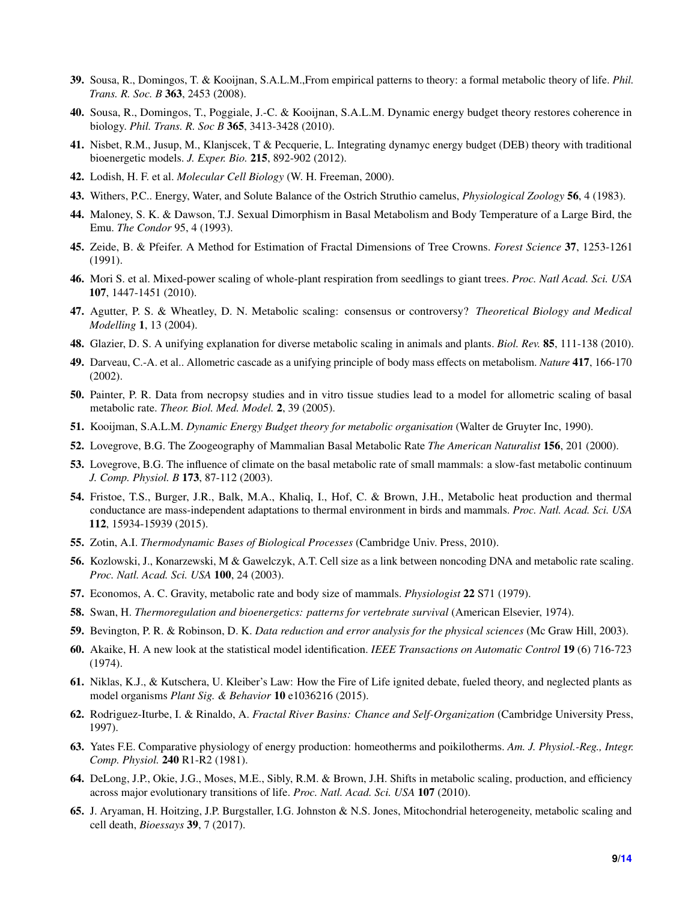39. Sousa, R., Domingos, T. & Kooijnan, S.A.L.M.,From empirical patterns to theory: a formal metabolic theory of life. *Phil. Trans. R. Soc. B* **363**, 2453 (2008).

40. Sousa, R., Domingos, T., Poggiale, J.-C. & Kooijnan, S.A.L.M. Dynamic energy budget theory restores coherence in biology. *Phil. Trans. R. Soc B* **365**, 3413-3428 (2010).

41. Nisbet, R.M., Jusup, M., Klanjscek, T & Pecquerie, L. Integrating dynamyc energy budget (DEB) theory with traditional bioenergetic models. *J. Exper. Bio.* **215**, 892-902 (2012).

42. Lodish, H. F. et al. *Molecular Cell Biology* (W. H. Freeman, 2000).

43. Withers, P.C.. Energy, Water, and Solute Balance of the Ostrich Struthio camelus, *Physiological Zoology* **56**, 4 (1983).

44. Maloney, S. K. & Dawson, T.J. Sexual Dimorphism in Basal Metabolism and Body Temperature of a Large Bird, the Emu. *The Condor* 95, 4 (1993).

45. Zeide, B. & Pfeifer. A Method for Estimation of Fractal Dimensions of Tree Crowns. *Forest Science* **37**, 1253-1261 (1991).

46. Mori S. et al. Mixed-power scaling of whole-plant respiration from seedlings to giant trees. *Proc. Natl Acad. Sci. USA* **107**, 1447-1451 (2010).

47. Agutter, P. S. & Wheatley, D. N. Metabolic scaling: consensus or controversy? *Theoretical Biology and Medical Modelling* **1**, 13 (2004).

48. Glazier, D. S. A unifying explanation for diverse metabolic scaling in animals and plants. *Biol. Rev.* **85**, 111-138 (2010).

49. Darveau, C.-A. et al.. Allometric cascade as a unifying principle of body mass effects on metabolism. *Nature* **417**, 166-170 (2002).

50. Painter, P. R. Data from necropsy studies and in vitro tissue studies lead to a model for allometric scaling of basal metabolic rate. *Theor. Biol. Med. Model.* **2**, 39 (2005).

51. Kooijman, S.A.L.M. *Dynamic Energy Budget theory for metabolic organisation* (Walter de Gruyter Inc, 1990).

52. Lovegrove, B.G. The Zoogeography of Mammalian Basal Metabolic Rate *The American Naturalist* **156**, 201 (2000).

53. Lovegrove, B.G. The influence of climate on the basal metabolic rate of small mammals: a slow-fast metabolic continuum *J. Comp. Physiol. B* **173**, 87-112 (2003).

54. Fristoe, T.S., Burger, J.R., Balk, M.A., Khaliq, I., Hof, C. & Brown, J.H., Metabolic heat production and thermal conductance are mass-independent adaptations to thermal environment in birds and mammals. *Proc. Natl. Acad. Sci. USA* **112**, 15934-15939 (2015).

55. Zotin, A.I. *Thermodynamic Bases of Biological Processes* (Cambridge Univ. Press, 2010).

56. Kozlowski, J., Konarzewski, M & Gawelczyk, A.T. Cell size as a link between noncoding DNA and metabolic rate scaling. *Proc. Natl. Acad. Sci. USA* **100**, 24 (2003).

57. Economos, A. C. Gravity, metabolic rate and body size of mammals. *Physiologist* **22** S71 (1979).

58. Swan, H. *Thermoregulation and bioenergetics: patterns for vertebrate survival* (American Elsevier, 1974).

59. Bevington, P. R. & Robinson, D. K. *Data reduction and error analysis for the physical sciences* (Mc Graw Hill, 2003).

60. Akaike, H. A new look at the statistical model identification. *IEEE Transactions on Automatic Control* **19** (6) 716-723 (1974).

61. Niklas, K.J., & Kutschera, U. Kleiber's Law: How the Fire of Life ignited debate, fueled theory, and neglected plants as model organisms *Plant Sig. & Behavior* **10** e1036216 (2015).

62. Rodriguez-Iturbe, I. & Rinaldo, A. *Fractal River Basins: Chance and Self-Organization* (Cambridge University Press, 1997).

63. Yates F.E. Comparative physiology of energy production: homeotherms and poikilotherms. *Am. J. Physiol.-Reg., Integr. Comp. Physiol.* **240** R1-R2 (1981).

64. DeLong, J.P., Okie, J.G., Moses, M.E., Sibly, R.M. & Brown, J.H. Shifts in metabolic scaling, production, and efficiency across major evolutionary transitions of life. *Proc. Natl. Acad. Sci. USA* **107** (2010).

65. J. Aryaman, H. Hoitzing, J.P. Burgstaller, I.G. Johnston & N.S. Jones, Mitochondrial heterogeneity, metabolic scaling and cell death, *Bioessays* **39**, 7 (2017).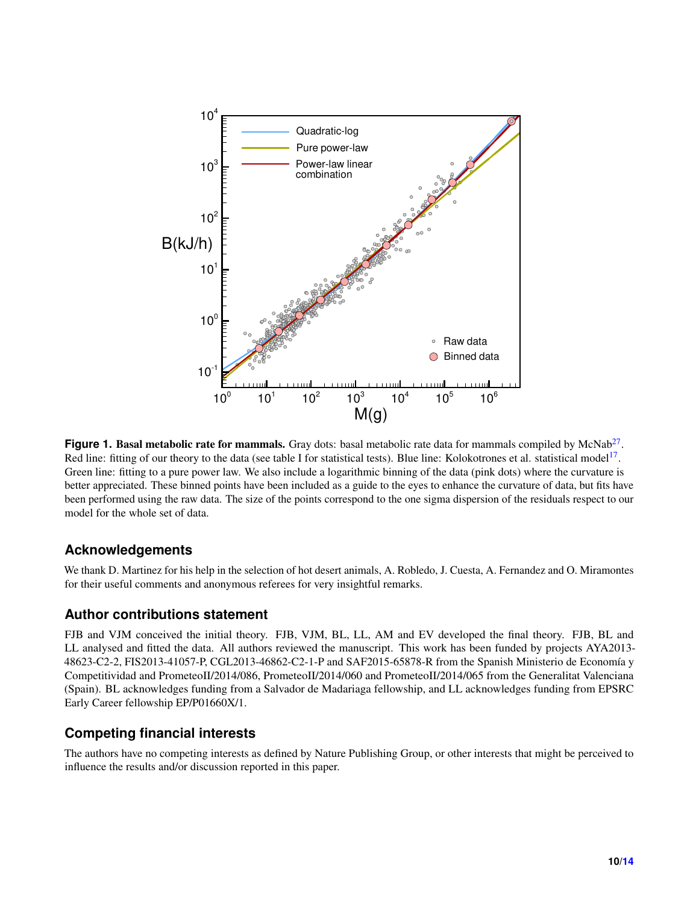**Figure 1. Basal metabolic rate for mammals.** Gray dots: basal metabolic rate data for mammals compiled by McNab[27]. Red line: fitting of our theory to the data (see table I for statistical tests). Blue line: Kolokotrones et al. statistical model[17]. Green line: fitting to a pure power law. We also include a logarithmic binning of the data (pink dots) where the curvature is better appreciated. These binned points have been included as a guide to the eyes to enhance the curvature of data, but fits have been performed using the raw data. The size of the points correspond to the one sigma dispersion of the residuals respect to our model for the whole set of data.

## Acknowledgements

We thank D. Martinez for his help in the selection of hot desert animals, A. Robledo, J. Cuesta, A. Fernandez and O. Miramontes for their useful comments and anonymous referees for very insightful remarks.

## Author contributions statement

FJB and VJM conceived the initial theory. FJB, VJM, BL, LL, AM and EV developed the final theory. FJB, BL and LL analysed and fitted the data. All authors reviewed the manuscript. This work has been funded by projects AYA2013-48623-C2-2, FIS2013-41057-P, CGL2013-46862-C2-1-P and SAF2015-65878-R from the Spanish Ministerio de Economía y Competitividad and PrometeoII/2014/086, PrometeoII/2014/060 and PrometeoII/2014/065 from the Generalitat Valenciana (Spain). BL acknowledges funding from a Salvador de Madariaga fellowship, and LL acknowledges funding from EPSRC Early Career fellowship EP/P01660X/1.

## Competing financial interests

The authors have no competing interests as defined by Nature Publishing Group, or other interests that might be perceived to influence the results and/or discussion reported in this paper.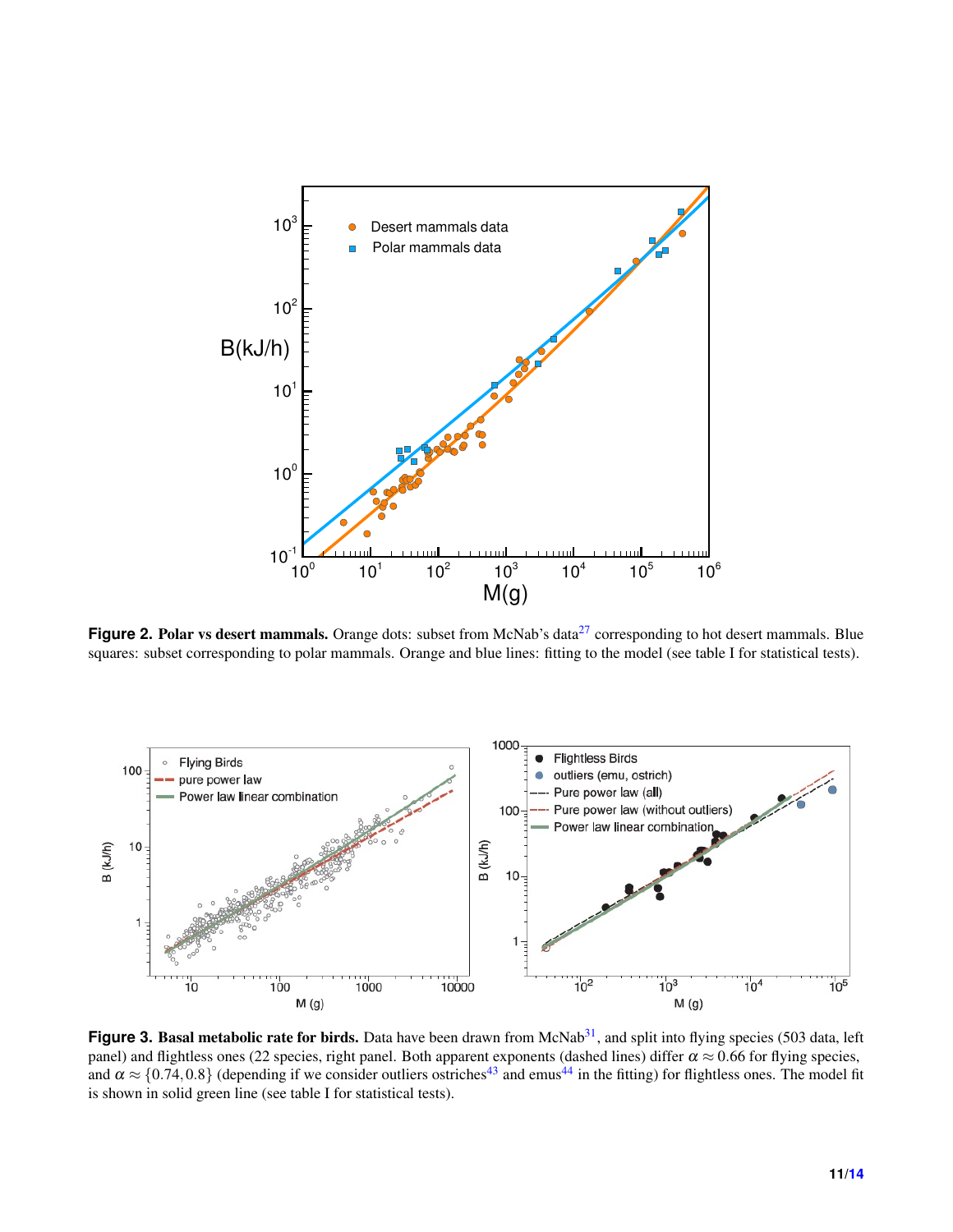**Figure 2. Polar vs desert mammals.** Orange dots: subset from McNab's data[27] corresponding to hot desert mammals. Blue squares: subset corresponding to polar mammals. Orange and blue lines: fitting to the model (see table I for statistical tests).

**Figure 3. Basal metabolic rate for birds.** Data have been drawn from McNab[31], and split into flying species (503 data, left panel) and flightless ones (22 species, right panel. Both apparent exponents (dashed lines) differ $\alpha \approx 0.66$ for flying species, and $\alpha \approx \{0.74, 0.8\}$ (depending if we consider outliers ostriches[43] and emus[44] in the fitting) for flightless ones. The model fit is shown in solid green line (see table I for statistical tests).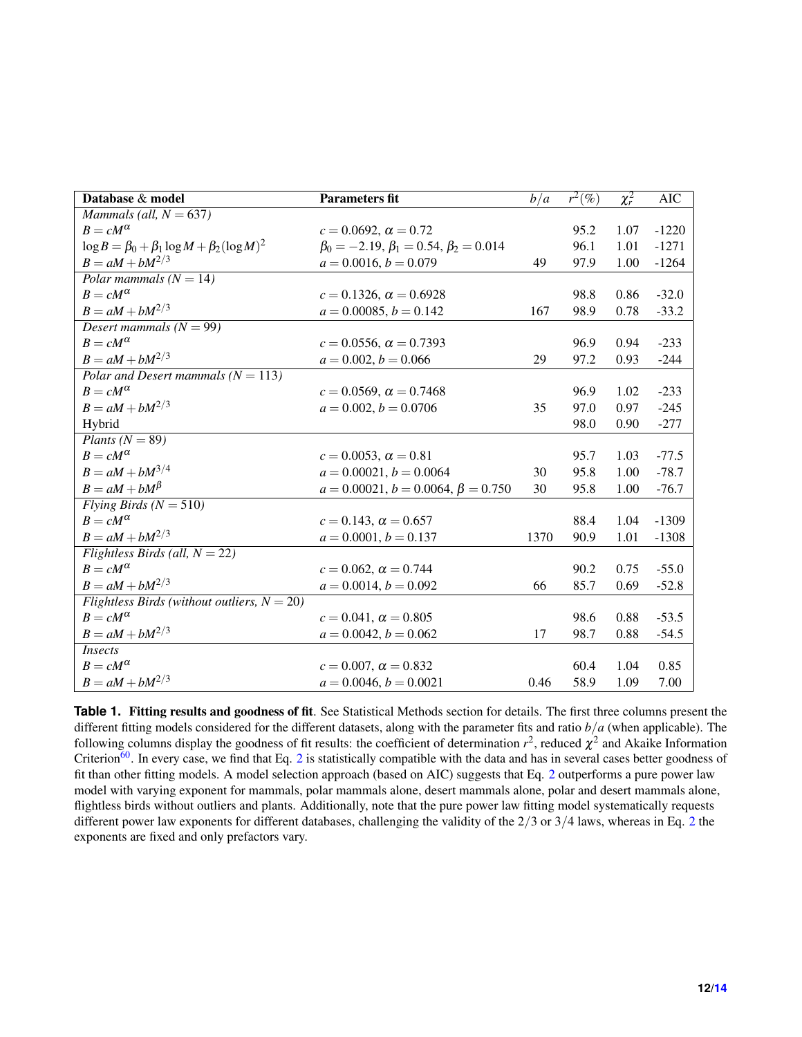| Database & model | Parameters fit | $b/a$ | $r^2(\%)$ | $\chi^2_r$ | AIC |
|---|---|---|---|---|---|
| *Mammals (all, $N = 637$)* | | | | | |
| $B = cM^\alpha$ | $c = 0.0692$, $\alpha = 0.72$ | | 95.2 | 1.07 | -1220 |
| $\log B = \beta_0 + \beta_1 \log M + \beta_2 (\log M)^2$ | $\beta_0 = -2.19$, $\beta_1 = 0.54$, $\beta_2 = 0.014$ | | 96.1 | 1.01 | -1271 |
| $B = aM + bM^{2/3}$ | $a = 0.0016$, $b = 0.079$ | 49 | 97.9 | 1.00 | -1264 |
| *Polar mammals ($N = 14$)* | | | | | |
| $B = cM^\alpha$ | $c = 0.1326$, $\alpha = 0.6928$ | | 98.8 | 0.86 | -32.0 |
| $B = aM + bM^{2/3}$ | $a = 0.00085$, $b = 0.142$ | 167 | 98.9 | 0.78 | -33.2 |
| *Desert mammals ($N = 99$)* | | | | | |
| $B = cM^\alpha$ | $c = 0.0556$, $\alpha = 0.7393$ | | 96.9 | 0.94 | -233 |
| $B = aM + bM^{2/3}$ | $a = 0.002$, $b = 0.066$ | 29 | 97.2 | 0.93 | -244 |
| *Polar and Desert mammals ($N = 113$)* | | | | | |
| $B = cM^\alpha$ | $c = 0.0569$, $\alpha = 0.7468$ | | 96.9 | 1.02 | -233 |
| $B = aM + bM^{2/3}$ | $a = 0.002$, $b = 0.0706$ | 35 | 97.0 | 0.97 | -245 |
| Hybrid | | | 98.0 | 0.90 | -277 |
| *Plants ($N = 89$)* | | | | | |
| $B = cM^\alpha$ | $c = 0.0053$, $\alpha = 0.81$ | | 95.7 | 1.03 | -77.5 |
| $B = aM + bM^{3/4}$ | $a = 0.00021$, $b = 0.0064$ | 30 | 95.8 | 1.00 | -78.7 |
| $B = aM + bM^\beta$ | $a = 0.00021$, $b = 0.0064$, $\beta = 0.750$ | 30 | 95.8 | 1.00 | -76.7 |
| *Flying Birds ($N = 510$)* | | | | | |
| $B = cM^\alpha$ | $c = 0.143$, $\alpha = 0.657$ | | 88.4 | 1.04 | -1309 |
| $B = aM + bM^{2/3}$ | $a = 0.0001$, $b = 0.137$ | 1370 | 90.9 | 1.01 | -1308 |
| *Flightless Birds (all, $N = 22$)* | | | | | |
| $B = cM^\alpha$ | $c = 0.062$, $\alpha = 0.744$ | | 90.2 | 0.75 | -55.0 |
| $B = aM + bM^{2/3}$ | $a = 0.0014$, $b = 0.092$ | 66 | 85.7 | 0.69 | -52.8 |
| *Flightless Birds (without outliers, $N = 20$)* | | | | | |
| $B = cM^\alpha$ | $c = 0.041$, $\alpha = 0.805$ | | 98.6 | 0.88 | -53.5 |
| $B = aM + bM^{2/3}$ | $a = 0.0042$, $b = 0.062$ | 17 | 98.7 | 0.88 | -54.5 |
| *Insects* | | | | | |
| $B = cM^\alpha$ | $c = 0.007$, $\alpha = 0.832$ | | 60.4 | 1.04 | 0.85 |
| $B = aM + bM^{2/3}$ | $a = 0.0046$, $b = 0.0021$ | 0.46 | 58.9 | 1.09 | 7.00 |

**Table 1. Fitting results and goodness of fit**. See Statistical Methods section for details. The first three columns present the different fitting models considered for the different datasets, along with the parameter fits and ratio $b/a$ (when applicable). The following columns display the goodness of fit results: the coefficient of determination $r^2$, reduced $\chi^2$ and Akaike Information Criterion[60]. In every case, we find that Eq. 2 is statistically compatible with the data and has in several cases better goodness of fit than other fitting models. A model selection approach (based on AIC) suggests that Eq. 2 outperforms a pure power law model with varying exponent for mammals, polar mammals alone, desert mammals alone, polar and desert mammals alone, flightless birds without outliers and plants. Additionally, note that the pure power law fitting model systematically requests different power law exponents for different databases, challenging the validity of the 2/3 or 3/4 laws, whereas in Eq. 2 the exponents are fixed and only prefactors vary.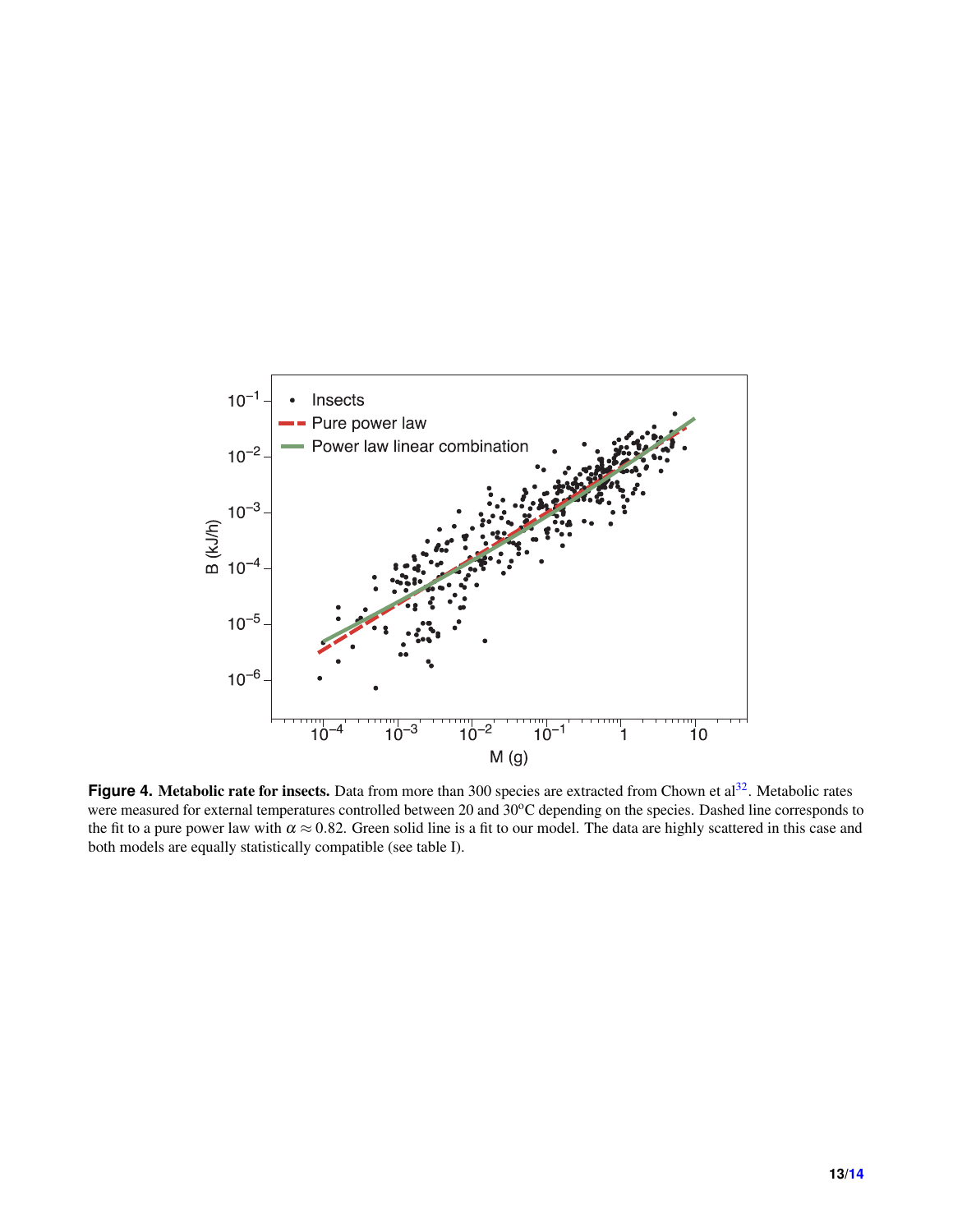**Figure 4.** **Metabolic rate for insects.** Data from more than 300 species are extracted from Chown et al[32]. Metabolic rates were measured for external temperatures controlled between 20 and 30ºC depending on the species. Dashed line corresponds to the fit to a pure power law with $\alpha \approx 0.82$. Green solid line is a fit to our model. The data are highly scattered in this case and both models are equally statistically compatible (see table I).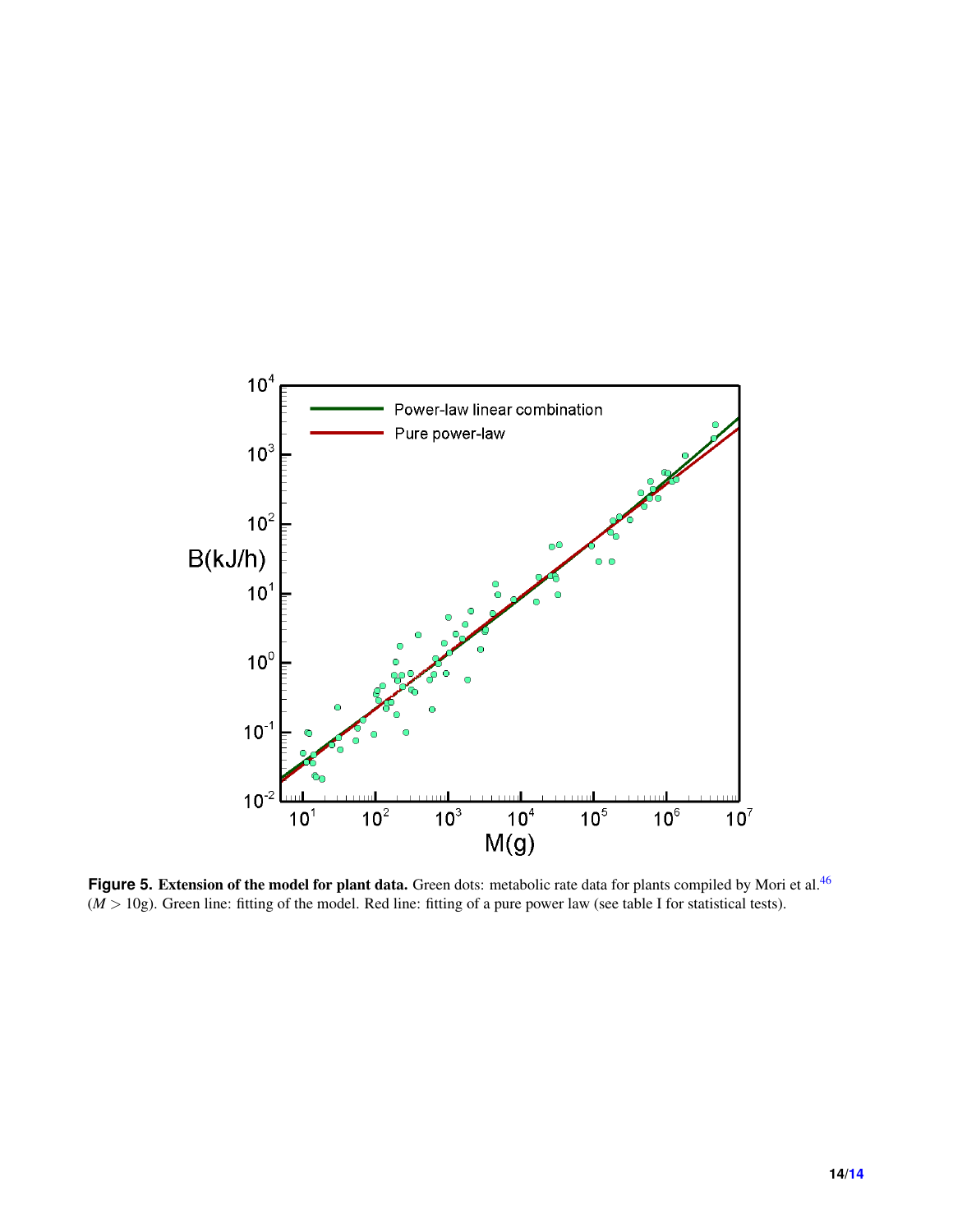B(kJ/h)

M(g)

Power-law linear combination

Pure power-law

$10^4$ $10^3$ $10^2$ $10^1$ $10^0$ $10^{-1}$ $10^{-2}$

$10^1$ $10^2$ $10^3$ $10^4$ $10^5$ $10^6$ $10^7$

**Figure 5. Extension of the model for plant data.** Green dots: metabolic rate data for plants compiled by Mori et al.[46] ($M > 10$g). Green line: fitting of the model. Red line: fitting of a pure power law (see table I for statistical tests).